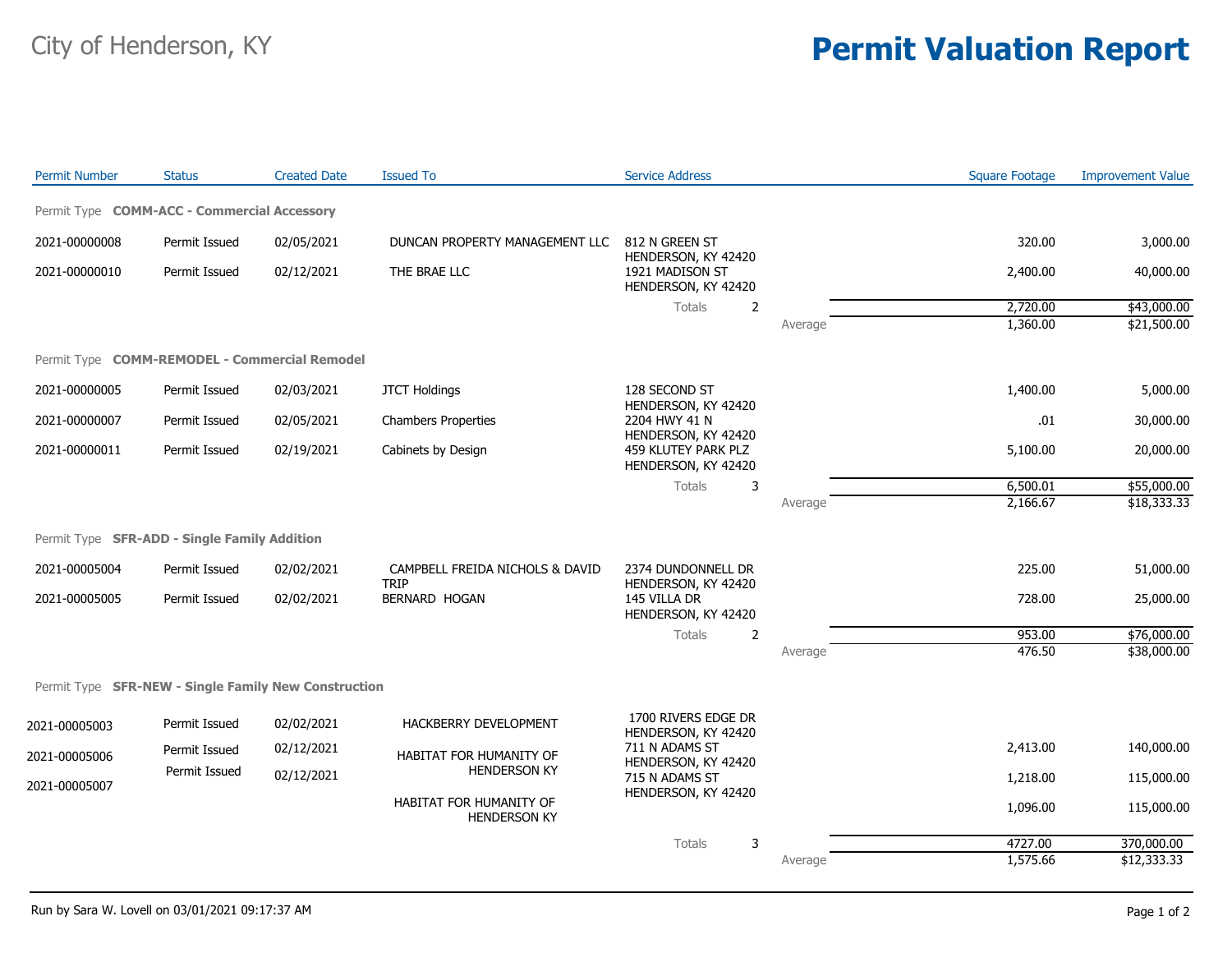# City of Henderson, KY

# Permit Valuation Report

| Permit Number | Status | Created Date | Issued To | Service Address | | Square Footage | Improvement Value |
|---|---|---|---|---|---|---|---|
| **Permit Type COMM-ACC - Commercial Accessory** | | | | | | | |
| 2021-00000008 | Permit Issued | 02/05/2021 | DUNCAN PROPERTY MANAGEMENT LLC | 812 N GREEN ST HENDERSON, KY 42420 | | 320.00 | 3,000.00 |
| 2021-00000010 | Permit Issued | 02/12/2021 | THE BRAE LLC | 1921 MADISON ST HENDERSON, KY 42420 | | 2,400.00 | 40,000.00 |
| | | | | Totals 2 | | 2,720.00 | $43,000.00 |
| | | | | | Average | 1,360.00 | $21,500.00 |
| **Permit Type COMM-REMODEL - Commercial Remodel** | | | | | | | |
| 2021-00000005 | Permit Issued | 02/03/2021 | JTCT Holdings | 128 SECOND ST HENDERSON, KY 42420 | | 1,400.00 | 5,000.00 |
| 2021-00000007 | Permit Issued | 02/05/2021 | Chambers Properties | 2204 HWY 41 N HENDERSON, KY 42420 | | .01 | 30,000.00 |
| 2021-00000011 | Permit Issued | 02/19/2021 | Cabinets by Design | 459 KLUTEY PARK PLZ HENDERSON, KY 42420 | | 5,100.00 | 20,000.00 |
| | | | | Totals 3 | | 6,500.01 | $55,000.00 |
| | | | | | Average | 2,166.67 | $18,333.33 |
| **Permit Type SFR-ADD - Single Family Addition** | | | | | | | |
| 2021-00005004 | Permit Issued | 02/02/2021 | CAMPBELL FREIDA NICHOLS & DAVID TRIP | 2374 DUNDONNELL DR HENDERSON, KY 42420 | | 225.00 | 51,000.00 |
| 2021-00005005 | Permit Issued | 02/02/2021 | BERNARD HOGAN | 145 VILLA DR HENDERSON, KY 42420 | | 728.00 | 25,000.00 |
| | | | | Totals 2 | | 953.00 | $76,000.00 |
| | | | | | Average | 476.50 | $38,000.00 |
| **Permit Type SFR-NEW - Single Family New Construction** | | | | | | | |
| 2021-00005003 | Permit Issued | 02/02/2021 | HACKBERRY DEVELOPMENT | 1700 RIVERS EDGE DR HENDERSON, KY 42420 | | 2,413.00 | 140,000.00 |
| 2021-00005006 | Permit Issued | 02/12/2021 | HABITAT FOR HUMANITY OF HENDERSON KY | 711 N ADAMS ST HENDERSON, KY 42420 | | 1,218.00 | 115,000.00 |
| 2021-00005007 | Permit Issued | 02/12/2021 | HABITAT FOR HUMANITY OF HENDERSON KY | 715 N ADAMS ST HENDERSON, KY 42420 | | 1,096.00 | 115,000.00 |
| | | | | Totals 3 | | 4727.00 | 370,000.00 |
| | | | | | Average | 1,575.66 | $12,333.33 |

Run by Sara W. Lovell on 03/01/2021 09:17:37 AM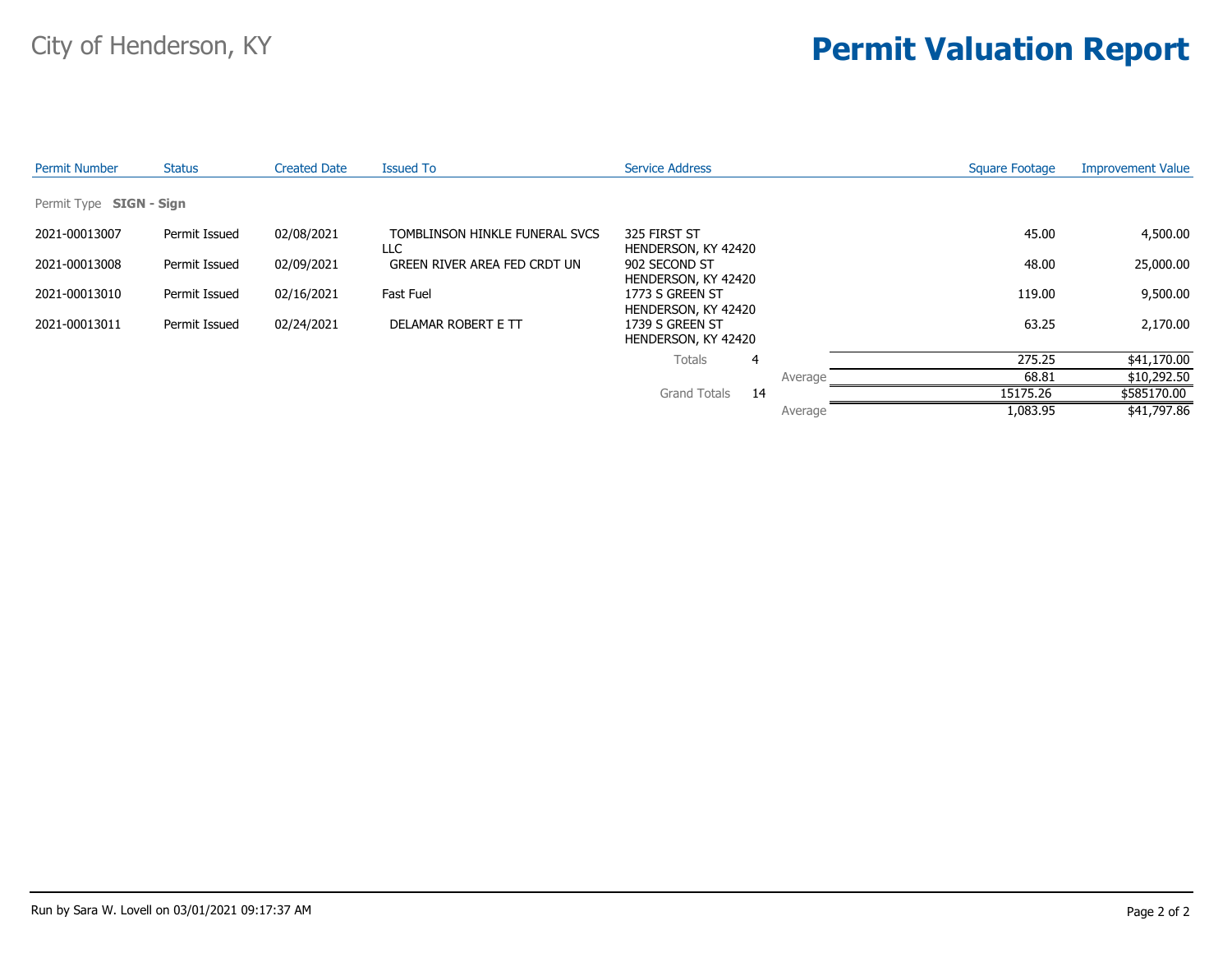City of Henderson, KY

# Permit Valuation Report

| Permit Number | Status | Created Date | Issued To | Service Address | | | Square Footage | Improvement Value |
|---|---|---|---|---|---|---|---|---|
| Permit Type **SIGN - Sign** | | | | | | | | |
| 2021-00013007 | Permit Issued | 02/08/2021 | TOMBLINSON HINKLE FUNERAL SVCS LLC | 325 FIRST ST HENDERSON, KY 42420 | | | 45.00 | 4,500.00 |
| 2021-00013008 | Permit Issued | 02/09/2021 | GREEN RIVER AREA FED CRDT UN | 902 SECOND ST HENDERSON, KY 42420 | | | 48.00 | 25,000.00 |
| 2021-00013010 | Permit Issued | 02/16/2021 | Fast Fuel | 1773 S GREEN ST HENDERSON, KY 42420 | | | 119.00 | 9,500.00 |
| 2021-00013011 | Permit Issued | 02/24/2021 | DELAMAR ROBERT E TT | 1739 S GREEN ST HENDERSON, KY 42420 | | | 63.25 | 2,170.00 |
| | | | | Totals | 4 | | 275.25 | $41,170.00 |
| | | | | | | Average | 68.81 | $10,292.50 |
| | | | | Grand Totals | 14 | | 15175.26 | $585170.00 |
| | | | | | | Average | 1,083.95 | $41,797.86 |

Run by Sara W. Lovell on 03/01/2021 09:17:37 AM